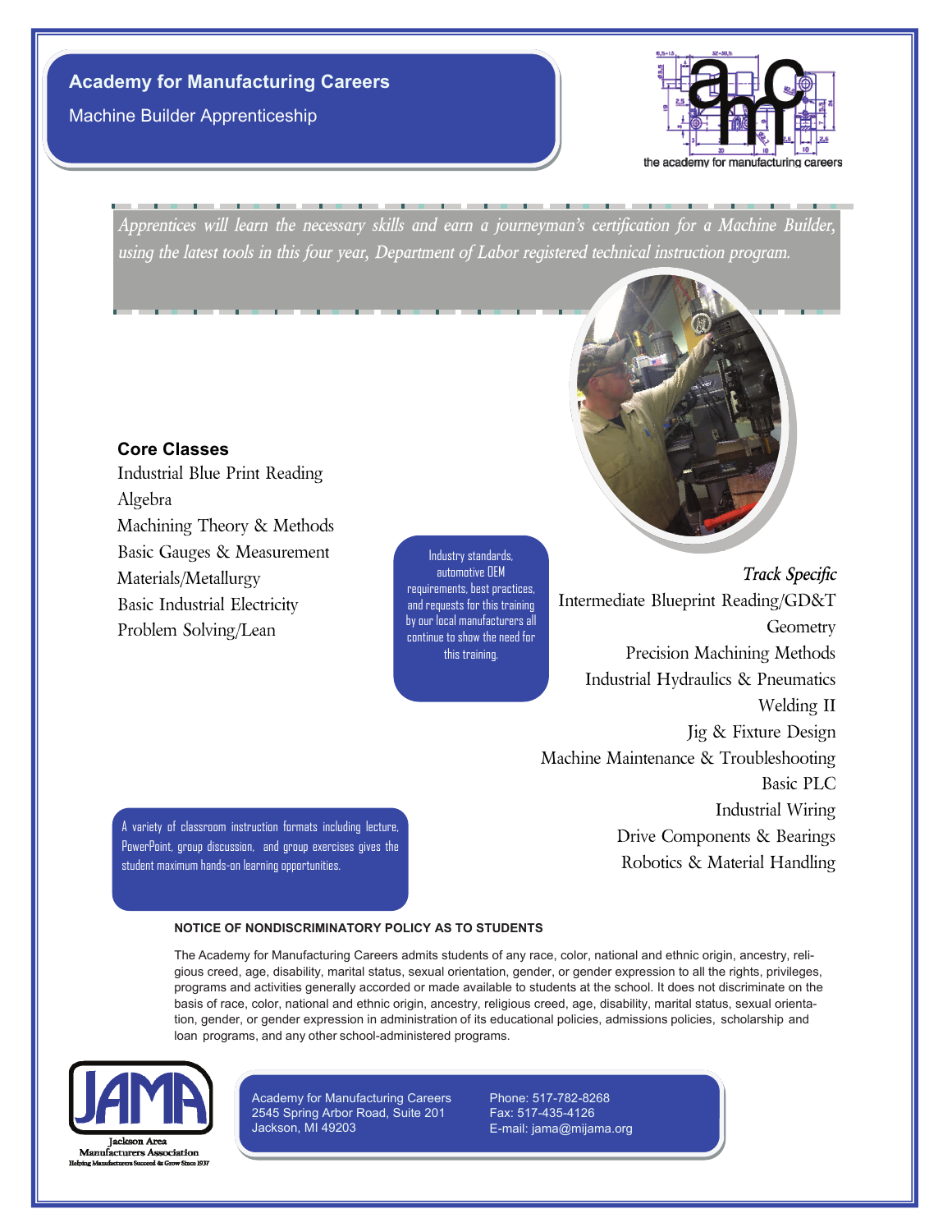# Academy for Manufacturing Careers

## Machine Builder Apprenticeship

the academy for manufacturing careers

*Apprentices will learn the necessary skills and earn a journeyman's certification for a Machine Builder, using the latest tools in this four year, Department of Labor registered technical instruction program.*

**Core Classes**

Industrial Blue Print Reading
Algebra
Machining Theory & Methods
Basic Gauges & Measurement
Materials/Metallurgy
Basic Industrial Electricity
Problem Solving/Lean

Industry standards, automotive OEM requirements, best practices, and requests for this training by our local manufacturers all continue to show the need for this training.

*Track Specific*

Intermediate Blueprint Reading/GD&T
Geometry
Precision Machining Methods
Industrial Hydraulics & Pneumatics
Welding II
Jig & Fixture Design
Machine Maintenance & Troubleshooting
Basic PLC
Industrial Wiring
Drive Components & Bearings
Robotics & Material Handling

A variety of classroom instruction formats including lecture, PowerPoint, group discussion, and group exercises gives the student maximum hands-on learning opportunities.

**NOTICE OF NONDISCRIMINATORY POLICY AS TO STUDENTS**

The Academy for Manufacturing Careers admits students of any race, color, national and ethnic origin, ancestry, religious creed, age, disability, marital status, sexual orientation, gender, or gender expression to all the rights, privileges, programs and activities generally accorded or made available to students at the school. It does not discriminate on the basis of race, color, national and ethnic origin, ancestry, religious creed, age, disability, marital status, sexual orientation, gender, or gender expression in administration of its educational policies, admissions policies, scholarship and loan programs, and any other school-administered programs.

JAMA
Jackson Area Manufacturers Association
Helping Manufacturers Succeed & Grow Since 1937

Academy for Manufacturing Careers
2545 Spring Arbor Road, Suite 201
Jackson, MI 49203

Phone: 517-782-8268
Fax: 517-435-4126
E-mail: jama@mijama.org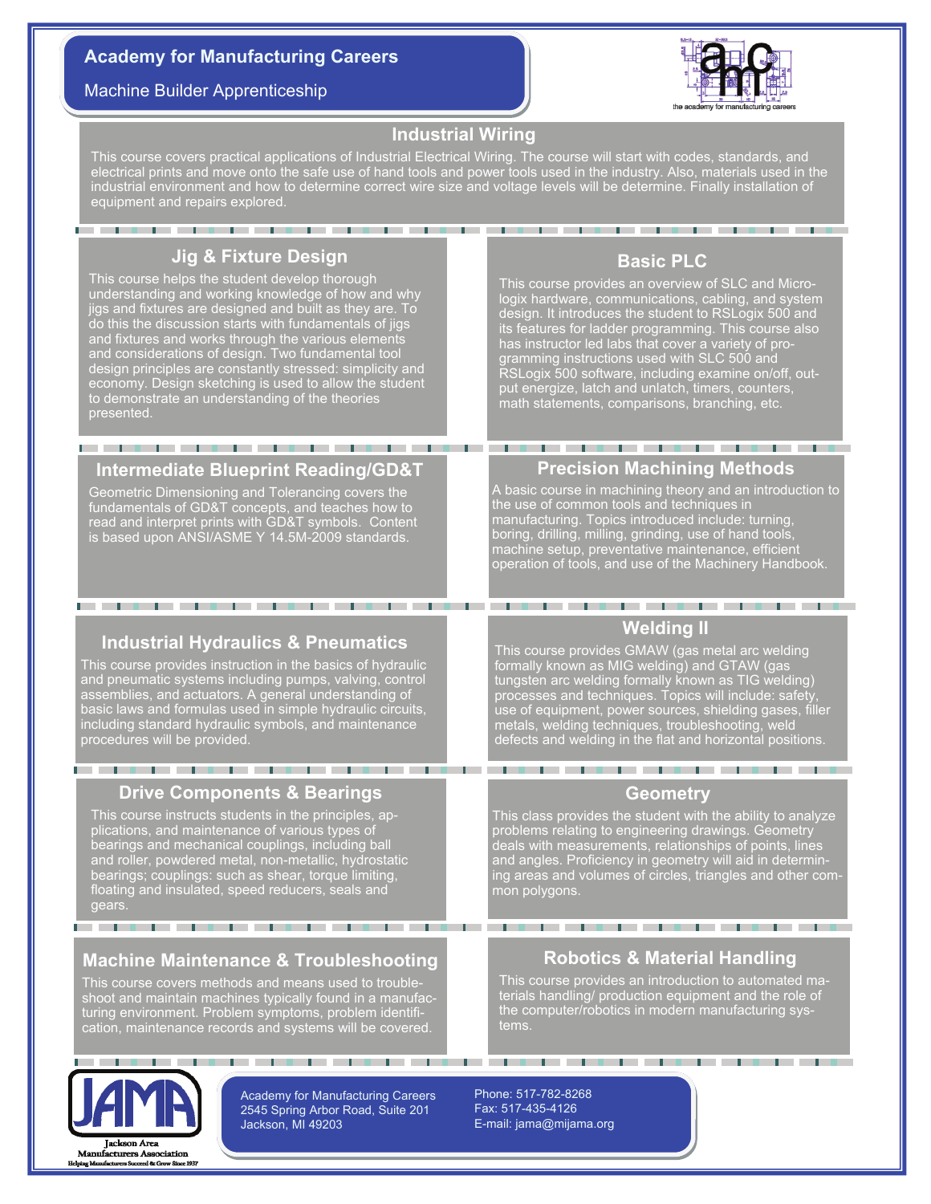# Academy for Manufacturing Careers

Machine Builder Apprenticeship

## Industrial Wiring

This course covers practical applications of Industrial Electrical Wiring. The course will start with codes, standards, and electrical prints and move onto the safe use of hand tools and power tools used in the industry. Also, materials used in the industrial environment and how to determine correct wire size and voltage levels will be determine. Finally installation of equipment and repairs explored.

## Jig & Fixture Design

This course helps the student develop thorough understanding and working knowledge of how and why jigs and fixtures are designed and built as they are. To do this the discussion starts with fundamentals of jigs and fixtures and works through the various elements and considerations of design. Two fundamental tool design principles are constantly stressed: simplicity and economy. Design sketching is used to allow the student to demonstrate an understanding of the theories presented.

## Basic PLC

This course provides an overview of SLC and Micrologix hardware, communications, cabling, and system design. It introduces the student to RSLogix 500 and its features for ladder programming. This course also has instructor led labs that cover a variety of programming instructions used with SLC 500 and RSLogix 500 software, including examine on/off, output energize, latch and unlatch, timers, counters, math statements, comparisons, branching, etc.

## Intermediate Blueprint Reading/GD&T

Geometric Dimensioning and Tolerancing covers the fundamentals of GD&T concepts, and teaches how to read and interpret prints with GD&T symbols. Content is based upon ANSI/ASME Y 14.5M-2009 standards.

## Precision Machining Methods

A basic course in machining theory and an introduction to the use of common tools and techniques in manufacturing. Topics introduced include: turning, boring, drilling, milling, grinding, use of hand tools, machine setup, preventative maintenance, efficient operation of tools, and use of the Machinery Handbook.

## Industrial Hydraulics & Pneumatics

This course provides instruction in the basics of hydraulic and pneumatic systems including pumps, valving, control assemblies, and actuators. A general understanding of basic laws and formulas used in simple hydraulic circuits, including standard hydraulic symbols, and maintenance procedures will be provided.

## Welding II

This course provides GMAW (gas metal arc welding formally known as MIG welding) and GTAW (gas tungsten arc welding formally known as TIG welding) processes and techniques. Topics will include: safety, use of equipment, power sources, shielding gases, filler metals, welding techniques, troubleshooting, weld defects and welding in the flat and horizontal positions.

## Drive Components & Bearings

This course instructs students in the principles, applications, and maintenance of various types of bearings and mechanical couplings, including ball and roller, powdered metal, non-metallic, hydrostatic bearings; couplings: such as shear, torque limiting, floating and insulated, speed reducers, seals and gears.

## Geometry

This class provides the student with the ability to analyze problems relating to engineering drawings. Geometry deals with measurements, relationships of points, lines and angles. Proficiency in geometry will aid in determining areas and volumes of circles, triangles and other common polygons.

## Machine Maintenance & Troubleshooting

This course covers methods and means used to troubleshoot and maintain machines typically found in a manufacturing environment. Problem symptoms, problem identification, maintenance records and systems will be covered.

## Robotics & Material Handling

This course provides an introduction to automated materials handling/ production equipment and the role of the computer/robotics in modern manufacturing systems.

JAMA
Jackson Area Manufacturers Association
Helping Manufacturers Succeed & Grow Since 1937

Academy for Manufacturing Careers
2545 Spring Arbor Road, Suite 201
Jackson, MI 49203

Phone: 517-782-8268
Fax: 517-435-4126
E-mail: jama@mijama.org